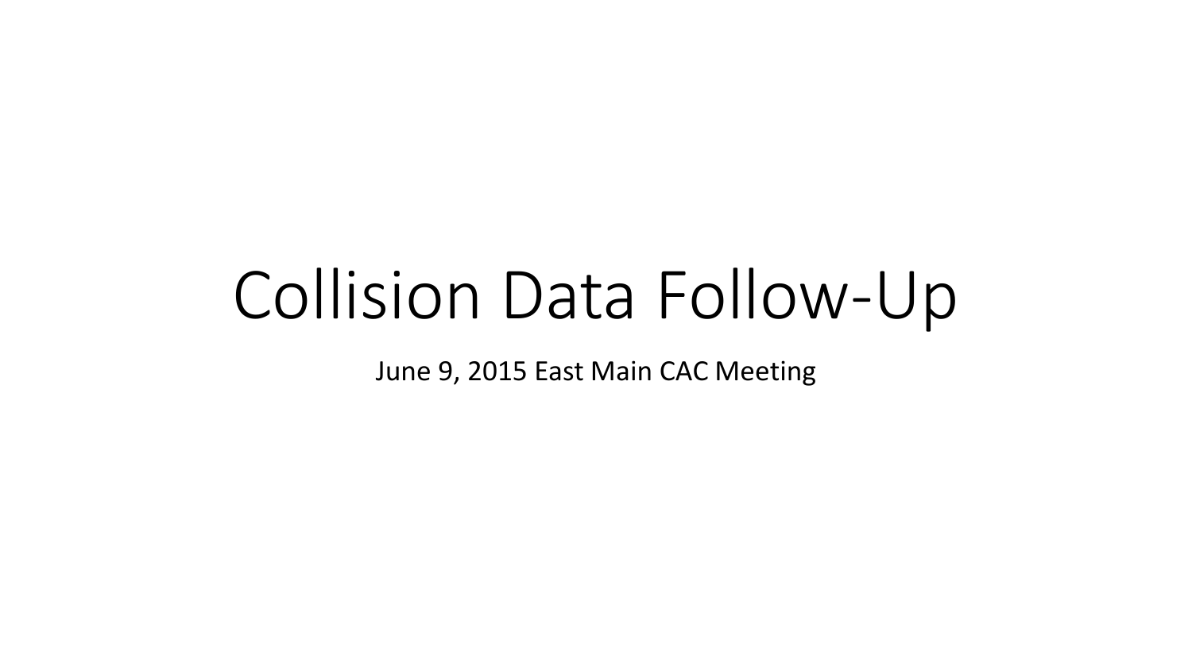# Collision Data Follow-Up

June 9, 2015 East Main CAC Meeting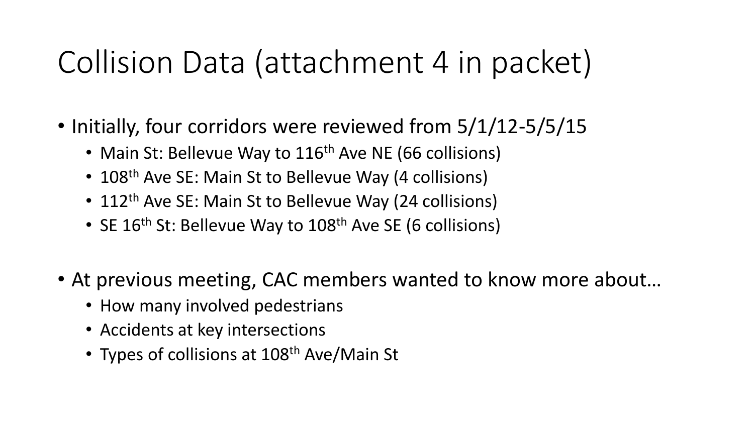# Collision Data (attachment 4 in packet)

- Initially, four corridors were reviewed from 5/1/12-5/5/15
  - Main St: Bellevue Way to 116th Ave NE (66 collisions)
  - 108th Ave SE: Main St to Bellevue Way (4 collisions)
  - 112th Ave SE: Main St to Bellevue Way (24 collisions)
  - SE 16th St: Bellevue Way to 108th Ave SE (6 collisions)

- At previous meeting, CAC members wanted to know more about…
  - How many involved pedestrians
  - Accidents at key intersections
  - Types of collisions at 108th Ave/Main St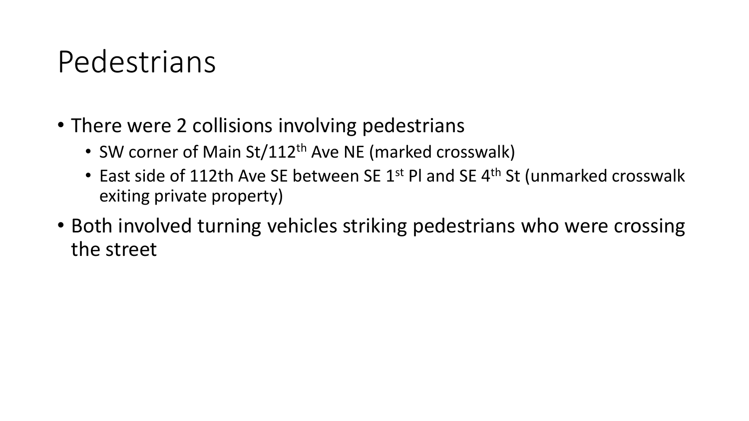# Pedestrians

- There were 2 collisions involving pedestrians
  - SW corner of Main St/112th Ave NE (marked crosswalk)
  - East side of 112th Ave SE between SE 1st Pl and SE 4th St (unmarked crosswalk exiting private property)
- Both involved turning vehicles striking pedestrians who were crossing the street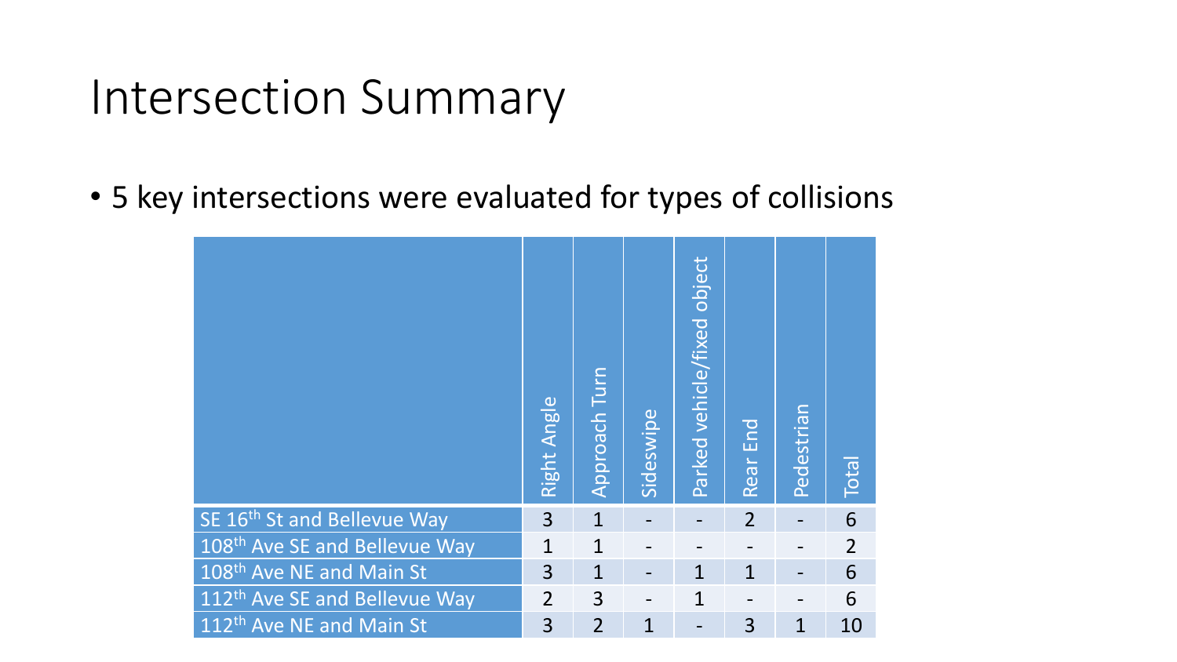# Intersection Summary

- 5 key intersections were evaluated for types of collisions

| | Right Angle | Approach Turn | Sideswipe | Parked vehicle/fixed object | Rear End | Pedestrian | Total |
|---|---|---|---|---|---|---|---|
| SE 16th St and Bellevue Way | 3 | 1 | - | - | 2 | - | 6 |
| 108th Ave SE and Bellevue Way | 1 | 1 | - | - | - | - | 2 |
| 108th Ave NE and Main St | 3 | 1 | - | 1 | 1 | - | 6 |
| 112th Ave SE and Bellevue Way | 2 | 3 | - | 1 | - | - | 6 |
| 112th Ave NE and Main St | 3 | 2 | 1 | - | 3 | 1 | 10 |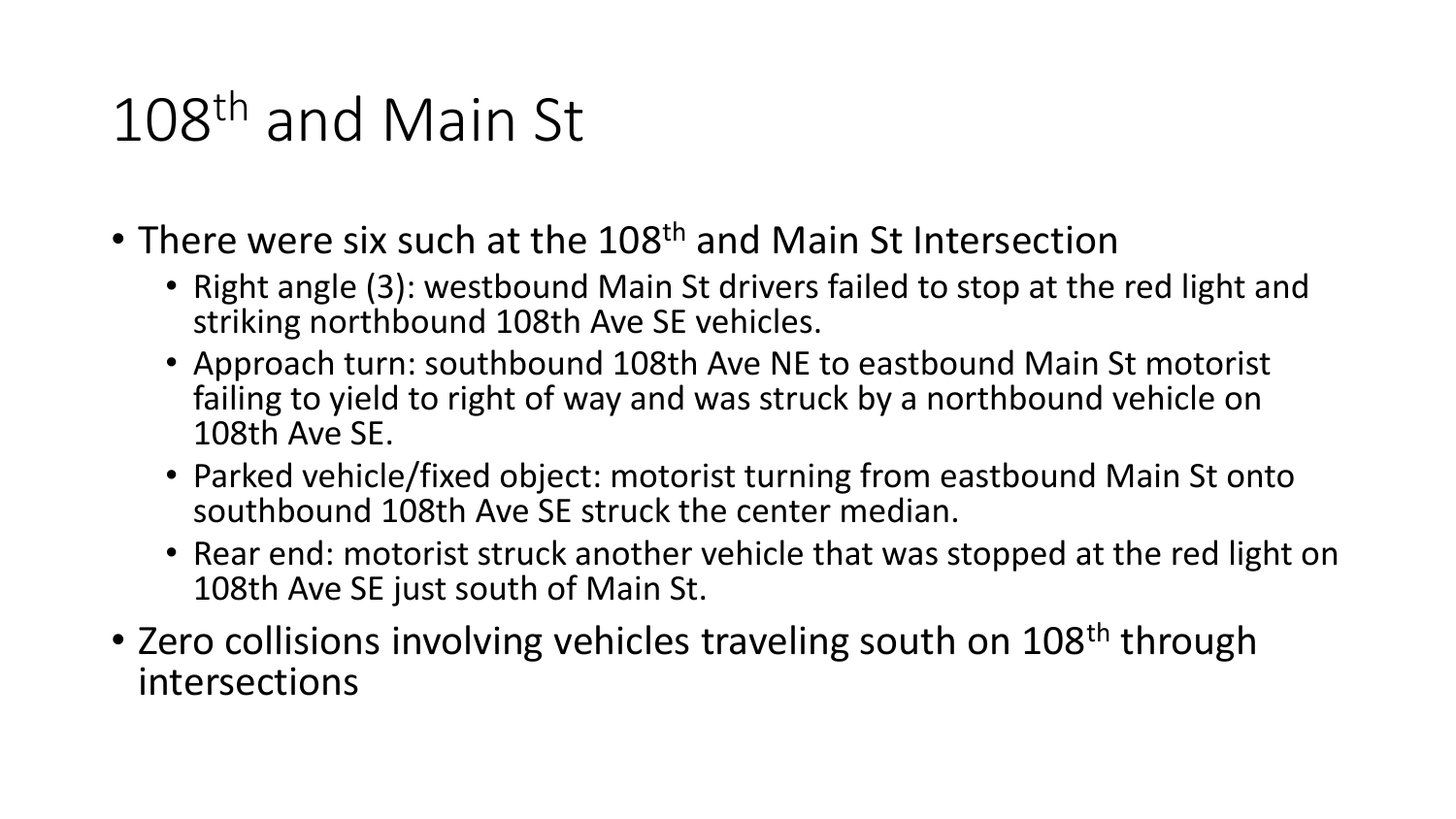# 108th and Main St

- There were six such at the 108th and Main St Intersection
  - Right angle (3): westbound Main St drivers failed to stop at the red light and striking northbound 108th Ave SE vehicles.
  - Approach turn: southbound 108th Ave NE to eastbound Main St motorist failing to yield to right of way and was struck by a northbound vehicle on 108th Ave SE.
  - Parked vehicle/fixed object: motorist turning from eastbound Main St onto southbound 108th Ave SE struck the center median.
  - Rear end: motorist struck another vehicle that was stopped at the red light on 108th Ave SE just south of Main St.
- Zero collisions involving vehicles traveling south on 108th through intersections